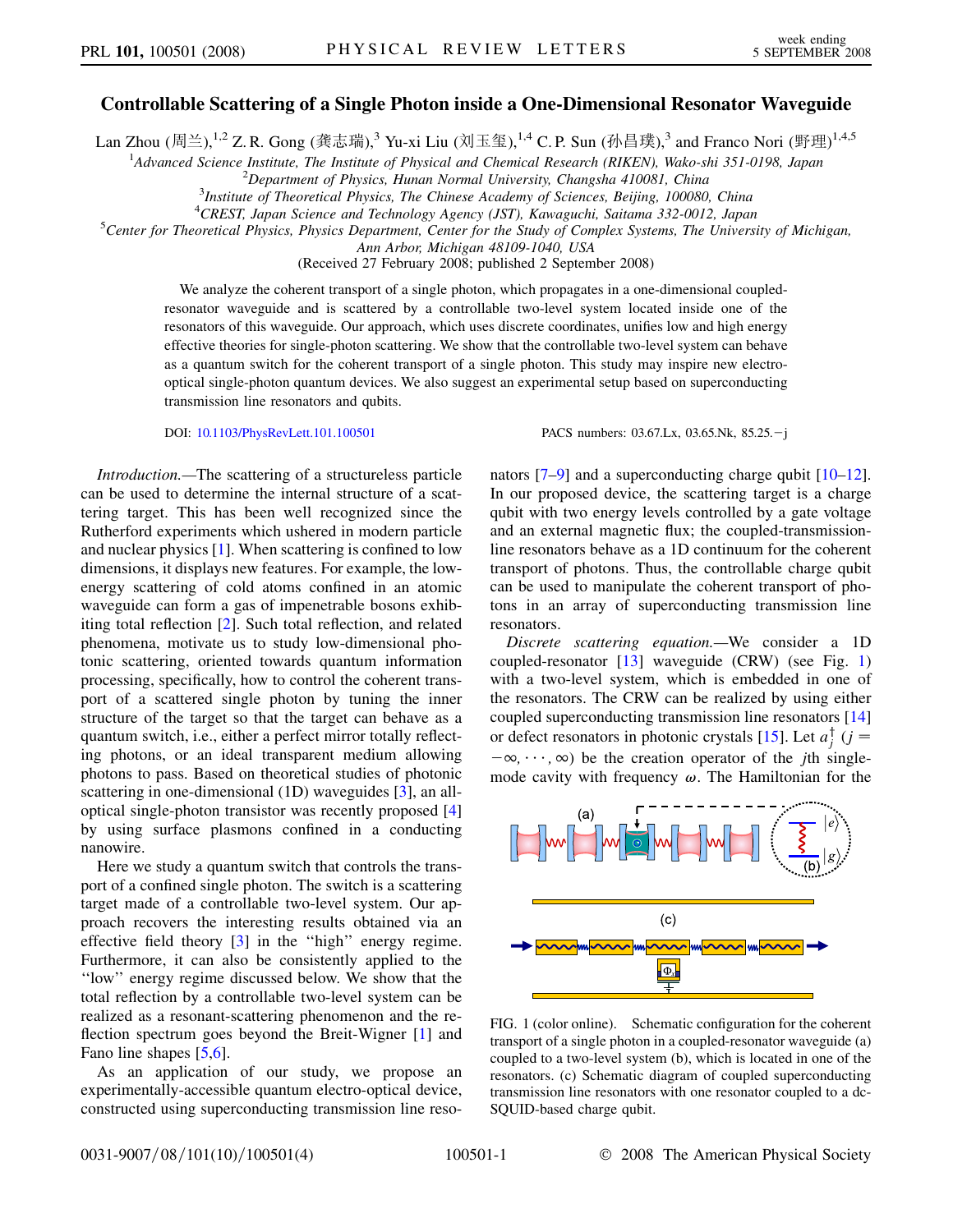# Controllable Scattering of a Single Photon inside a One-Dimensional Resonator Waveguide

Lan Zhou (周兰),[1,2] Z. R. Gong (龚志瑞),[3] Yu-xi Liu (刘玉玺),[1,4] C. P. Sun (孙昌璞),[3] and Franco Nori (野理)[1,4,5]

[1]*Advanced Science Institute, The Institute of Physical and Chemical Research (RIKEN), Wako-shi 351-0198, Japan*
[2]*Department of Physics, Hunan Normal University, Changsha 410081, China*
[3]*Institute of Theoretical Physics, The Chinese Academy of Sciences, Beijing, 100080, China*
[4]*CREST, Japan Science and Technology Agency (JST), Kawaguchi, Saitama 332-0012, Japan*
[5]*Center for Theoretical Physics, Physics Department, Center for the Study of Complex Systems, The University of Michigan, Ann Arbor, Michigan 48109-1040, USA*

(Received 27 February 2008; published 2 September 2008)

We analyze the coherent transport of a single photon, which propagates in a one-dimensional coupled-resonator waveguide and is scattered by a controllable two-level system located inside one of the resonators of this waveguide. Our approach, which uses discrete coordinates, unifies low and high energy effective theories for single-photon scattering. We show that the controllable two-level system can behave as a quantum switch for the coherent transport of a single photon. This study may inspire new electro-optical single-photon quantum devices. We also suggest an experimental setup based on superconducting transmission line resonators and qubits.

DOI: 10.1103/PhysRevLett.101.100501 PACS numbers: 03.67.Lx, 03.65.Nk, 85.25.−j

*Introduction.*—The scattering of a structureless particle can be used to determine the internal structure of a scattering target. This has been well recognized since the Rutherford experiments which ushered in modern particle and nuclear physics [1]. When scattering is confined to low dimensions, it displays new features. For example, the low-energy scattering of cold atoms confined in an atomic waveguide can form a gas of impenetrable bosons exhibiting total reflection [2]. Such total reflection, and related phenomena, motivate us to study low-dimensional photonic scattering, oriented towards quantum information processing, specifically, how to control the coherent transport of a scattered single photon by tuning the inner structure of the target so that the target can behave as a quantum switch, i.e., either a perfect mirror totally reflecting photons, or an ideal transparent medium allowing photons to pass. Based on theoretical studies of photonic scattering in one-dimensional (1D) waveguides [3], an all-optical single-photon transistor was recently proposed [4] by using surface plasmons confined in a conducting nanowire.

Here we study a quantum switch that controls the transport of a confined single photon. The switch is a scattering target made of a controllable two-level system. Our approach recovers the interesting results obtained via an effective field theory [3] in the "high" energy regime. Furthermore, it can also be consistently applied to the "low" energy regime discussed below. We show that the total reflection by a controllable two-level system can be realized as a resonant-scattering phenomenon and the reflection spectrum goes beyond the Breit-Wigner [1] and Fano line shapes [5,6].

As an application of our study, we propose an experimentally-accessible quantum electro-optical device, constructed using superconducting transmission line resonators [7–9] and a superconducting charge qubit [10–12]. In our proposed device, the scattering target is a charge qubit with two energy levels controlled by a gate voltage and an external magnetic flux; the coupled-transmission-line resonators behave as a 1D continuum for the coherent transport of photons. Thus, the controllable charge qubit can be used to manipulate the coherent transport of photons in an array of superconducting transmission line resonators.

*Discrete scattering equation.*—We consider a 1D coupled-resonator [13] waveguide (CRW) (see Fig. 1) with a two-level system, which is embedded in one of the resonators. The CRW can be realized by using either coupled superconducting transmission line resonators [14] or defect resonators in photonic crystals [15]. Let $a_j^\dagger$ ($j = -\infty, \cdots, \infty$) be the creation operator of the $j$th single-mode cavity with frequency $\omega$. The Hamiltonian for the

FIG. 1 (color online). Schematic configuration for the coherent transport of a single photon in a coupled-resonator waveguide (a) coupled to a two-level system (b), which is located in one of the resonators. (c) Schematic diagram of coupled superconducting transmission line resonators with one resonator coupled to a dc-SQUID-based charge qubit.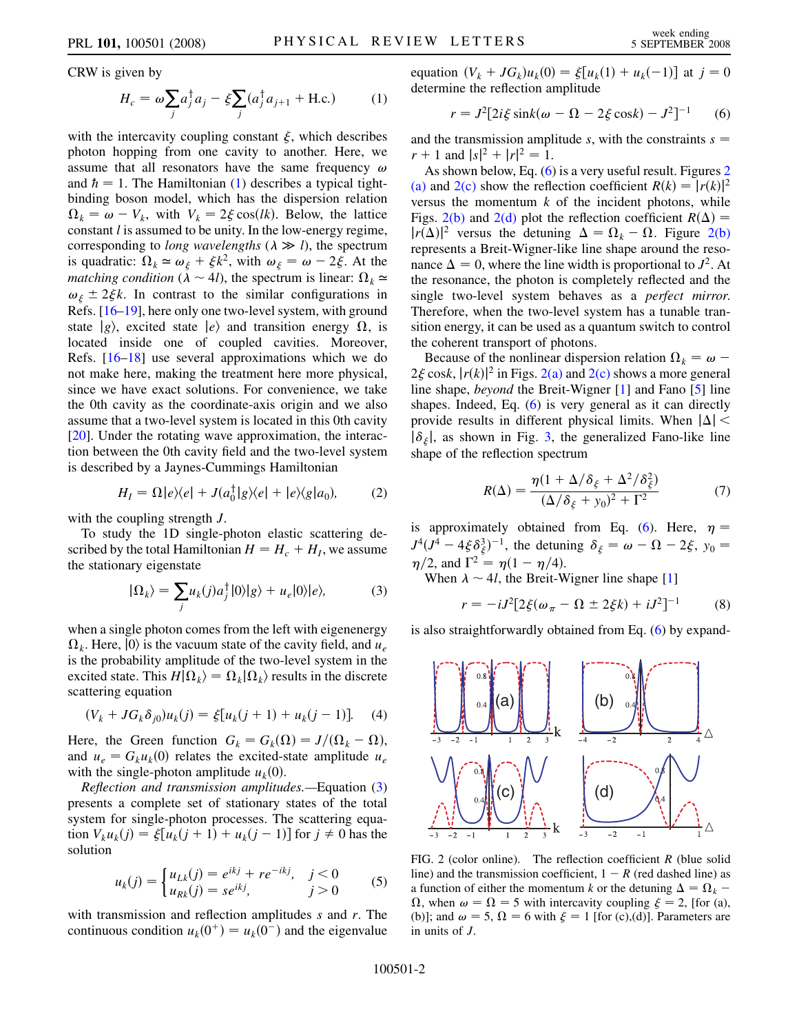CRW is given by

$$H_c = \omega \sum_j a_j^\dagger a_j - \xi \sum_j (a_j^\dagger a_{j+1} + \text{H.c.}) \tag{1}$$

with the intercavity coupling constant $\xi$, which describes photon hopping from one cavity to another. Here, we assume that all resonators have the same frequency $\omega$ and $\hbar = 1$. The Hamiltonian (1) describes a typical tight-binding boson model, which has the dispersion relation $\Omega_k = \omega - V_k$, with $V_k = 2\xi \cos(lk)$. Below, the lattice constant $l$ is assumed to be unity. In the low-energy regime, corresponding to *long wavelengths* ($\lambda \gg l$), the spectrum is quadratic: $\Omega_k \simeq \omega_\xi + \xi k^2$, with $\omega_\xi = \omega - 2\xi$. At the *matching condition* ($\lambda \sim 4l$), the spectrum is linear: $\Omega_k \simeq \omega_\xi \pm 2\xi k$. In contrast to the similar configurations in Refs. [16–19], here only one two-level system, with ground state $|g\rangle$, excited state $|e\rangle$ and transition energy $\Omega$, is located inside one of coupled cavities. Moreover, Refs. [16–18] use several approximations which we do not make here, making the treatment here more physical, since we have exact solutions. For convenience, we take the 0th cavity as the coordinate-axis origin and we also assume that a two-level system is located in this 0th cavity [20]. Under the rotating wave approximation, the interaction between the 0th cavity field and the two-level system is described by a Jaynes-Cummings Hamiltonian

$$H_I = \Omega |e\rangle\langle e| + J(a_0^\dagger |g\rangle\langle e| + |e\rangle\langle g| a_0), \tag{2}$$

with the coupling strength $J$.

To study the 1D single-photon elastic scattering described by the total Hamiltonian $H = H_c + H_I$, we assume the stationary eigenstate

$$|\Omega_k\rangle = \sum_j u_k(j) a_j^\dagger |0\rangle|g\rangle + u_e|0\rangle|e\rangle, \tag{3}$$

when a single photon comes from the left with eigenenergy $\Omega_k$. Here, $|0\rangle$ is the vacuum state of the cavity field, and $u_e$ is the probability amplitude of the two-level system in the excited state. This $H|\Omega_k\rangle = \Omega_k|\Omega_k\rangle$ results in the discrete scattering equation

$$(V_k + JG_k\delta_{j0})u_k(j) = \xi[u_k(j+1) + u_k(j-1)]. \tag{4}$$

Here, the Green function $G_k = G_k(\Omega) = J/(\Omega_k - \Omega)$, and $u_e = G_k u_k(0)$ relates the excited-state amplitude $u_e$ with the single-photon amplitude $u_k(0)$.

*Reflection and transmission amplitudes.*—Equation (3) presents a complete set of stationary states of the total system for single-photon processes. The scattering equation $V_k u_k(j) = \xi[u_k(j+1) + u_k(j-1)]$ for $j \neq 0$ has the solution

$$u_k(j) = \begin{cases} u_{Lk}(j) = e^{ikj} + re^{-ikj}, & j < 0 \\ u_{Rk}(j) = se^{ikj}, & j > 0 \end{cases} \tag{5}$$

with transmission and reflection amplitudes $s$ and $r$. The continuous condition $u_k(0^+) = u_k(0^-)$ and the eigenvalue equation $(V_k + JG_k)u_k(0) = \xi[u_k(1) + u_k(-1)]$ at $j = 0$ determine the reflection amplitude

$$r = J^2[2i\xi \sin k(\omega - \Omega - 2\xi \cos k) - J^2]^{-1} \tag{6}$$

and the transmission amplitude $s$, with the constraints $s = r + 1$ and $|s|^2 + |r|^2 = 1$.

As shown below, Eq. (6) is a very useful result. Figures 2(a) and 2(c) show the reflection coefficient $R(k) = |r(k)|^2$ versus the momentum $k$ of the incident photons, while Figs. 2(b) and 2(d) plot the reflection coefficient $R(\Delta) = |r(\Delta)|^2$ versus the detuning $\Delta = \Omega_k - \Omega$. Figure 2(b) represents a Breit-Wigner-like line shape around the resonance $\Delta = 0$, where the line width is proportional to $J^2$. At the resonance, the photon is completely reflected and the single two-level system behaves as a *perfect mirror.* Therefore, when the two-level system has a tunable transition energy, it can be used as a quantum switch to control the coherent transport of photons.

Because of the nonlinear dispersion relation $\Omega_k = \omega - 2\xi \cos k$, $|r(k)|^2$ in Figs. 2(a) and 2(c) shows a more general line shape, *beyond* the Breit-Wigner [1] and Fano [5] line shapes. Indeed, Eq. (6) is very general as it can directly provide results in different physical limits. When $|\Delta| < |\delta_\xi|$, as shown in Fig. 3, the generalized Fano-like line shape of the reflection spectrum

$$R(\Delta) = \frac{\eta(1 + \Delta/\delta_\xi + \Delta^2/\delta_\xi^2)}{(\Delta/\delta_\xi + y_0)^2 + \Gamma^2} \tag{7}$$

is approximately obtained from Eq. (6). Here, $\eta = J^4(J^4 - 4\xi\delta_\xi^3)^{-1}$, the detuning $\delta_\xi = \omega - \Omega - 2\xi$, $y_0 = \eta/2$, and $\Gamma^2 = \eta(1 - \eta/4)$.

When $\lambda \sim 4l$, the Breit-Wigner line shape [1]

$$r = -iJ^2[2\xi(\omega_\pi - \Omega \pm 2\xi k) + iJ^2]^{-1} \tag{8}$$

is also straightforwardly obtained from Eq. (6) by expand-

FIG. 2 (color online). The reflection coefficient $R$ (blue solid line) and the transmission coefficient, $1 - R$ (red dashed line) as a function of either the momentum $k$ or the detuning $\Delta = \Omega_k - \Omega$, when $\omega = \Omega = 5$ with intercavity coupling $\xi = 2$, [for (a), (b)]; and $\omega = 5$, $\Omega = 6$ with $\xi = 1$ [for (c),(d)]. Parameters are in units of $J$.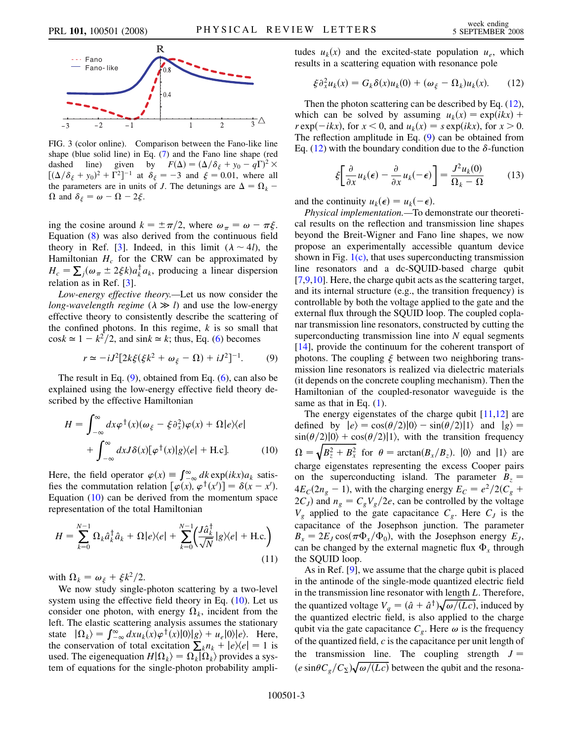FIG. 3 (color online). Comparison between the Fano-like line shape (blue solid line) in Eq. (7) and the Fano line shape (red dashed line) given by $F(\Delta) = (\Delta/\delta_\xi + y_0 - q\Gamma)^2 \times [(\Delta/\delta_\xi + y_0)^2 + \Gamma^2]^{-1}$ at $\delta_\xi = -3$ and $\xi = 0.01$, where all the parameters are in units of $J$. The detunings are $\Delta = \Omega_k - \Omega$ and $\delta_\xi = \omega - \Omega - 2\xi$.

ing the cosine around $k = \pm\pi/2$, where $\omega_\pi = \omega - \pi\xi$. Equation (8) was also derived from the continuous field theory in Ref. [3]. Indeed, in this limit ($\lambda \sim 4l$), the Hamiltonian $H_c$ for the CRW can be approximated by $H_c = \sum_j (\omega_\pi \pm 2\xi k) a_k^\dagger a_k$, producing a linear dispersion relation as in Ref. [3].

*Low-energy effective theory.*—Let us now consider the *long-wavelength regime* ($\lambda \gg l$) and use the low-energy effective theory to consistently describe the scattering of the confined photons. In this regime, $k$ is so small that $\cos k \simeq 1 - k^2/2$, and $\sin k \simeq k$; thus, Eq. (6) becomes

$$r \simeq -iJ^2[2k\xi(\xi k^2 + \omega_\xi - \Omega) + iJ^2]^{-1}. \tag{9}$$

The result in Eq. (9), obtained from Eq. (6), can also be explained using the low-energy effective field theory described by the effective Hamiltonian

$$H = \int_{-\infty}^{\infty} dx \varphi^\dagger(x)(\omega_\xi - \xi\partial_x^2)\varphi(x) + \Omega|e\rangle\langle e| + \int_{-\infty}^{\infty} dx J\delta(x)[\varphi^\dagger(x)|g\rangle\langle e| + \text{H.c}]. \tag{10}$$

Here, the field operator $\varphi(x) \equiv \int_{-\infty}^{\infty} dk \exp(ikx) a_k$ satisfies the commutation relation $[\varphi(x), \varphi^\dagger(x')] = \delta(x - x')$. Equation (10) can be derived from the momentum space representation of the total Hamiltonian

$$H = \sum_{k=0}^{N-1} \Omega_k \hat{a}_k^\dagger \hat{a}_k + \Omega|e\rangle\langle e| + \sum_{k=0}^{N-1} \left( \frac{J\hat{a}_k^\dagger}{\sqrt{N}} |g\rangle\langle e| + \text{H.c.} \right) \tag{11}$$

with $\Omega_k = \omega_\xi + \xi k^2/2$.

We now study single-photon scattering by a two-level system using the effective field theory in Eq. (10). Let us consider one photon, with energy $\Omega_k$, incident from the left. The elastic scattering analysis assumes the stationary state $|\Omega_k\rangle = \int_{-\infty}^{\infty} dx u_k(x)\varphi^\dagger(x)|0\rangle|g\rangle + u_e|0\rangle|e\rangle$. Here, the conservation of total excitation $\sum_k n_k + |e\rangle\langle e| = 1$ is used. The eigenequation $H|\Omega_k\rangle = \Omega_k|\Omega_k\rangle$ provides a system of equations for the single-photon probability amplitudes $u_k(x)$ and the excited-state population $u_e$, which results in a scattering equation with resonance pole

$$\xi\partial_x^2 u_k(x) = G_k \delta(x) u_k(0) + (\omega_\xi - \Omega_k) u_k(x). \tag{12}$$

Then the photon scattering can be described by Eq. (12), which can be solved by assuming $u_k(x) = \exp(ikx) + r\exp(-ikx)$, for $x < 0$, and $u_k(x) = s\exp(ikx)$, for $x > 0$. The reflection amplitude in Eq. (9) can be obtained from Eq. (12) with the boundary condition due to the $\delta$-function

$$\xi\left[\frac{\partial}{\partial x}u_k(\epsilon) - \frac{\partial}{\partial x}u_k(-\epsilon)\right] = \frac{J^2 u_k(0)}{\Omega_k - \Omega} \tag{13}$$

and the continuity $u_k(\epsilon) = u_k(-\epsilon)$.

*Physical implementation.*—To demonstrate our theoretical results on the reflection and transmission line shapes beyond the Breit-Wigner and Fano line shapes, we now propose an experimentally accessible quantum device shown in Fig. 1(c), that uses superconducting transmission line resonators and a dc-SQUID-based charge qubit [7,9,10]. Here, the charge qubit acts as the scattering target, and its internal structure (e.g., the transition frequency) is controllable by both the voltage applied to the gate and the external flux through the SQUID loop. The coupled coplanar transmission line resonators, constructed by cutting the superconducting transmission line into $N$ equal segments [14], provide the continuum for the coherent transport of photons. The coupling $\xi$ between two neighboring transmission line resonators is realized via dielectric materials (it depends on the concrete coupling mechanism). Then the Hamiltonian of the coupled-resonator waveguide is the same as that in Eq. (1).

The energy eigenstates of the charge qubit [11,12] are defined by $|e\rangle = \cos(\theta/2)|0\rangle - \sin(\theta/2)|1\rangle$ and $|g\rangle = \sin(\theta/2)|0\rangle + \cos(\theta/2)|1\rangle$, with the transition frequency $\Omega = \sqrt{B_z^2 + B_x^2}$ for $\theta = \arctan(B_x/B_z)$. $|0\rangle$ and $|1\rangle$ are charge eigenstates representing the excess Cooper pairs on the superconducting island. The parameter $B_z = 4E_C(2n_g - 1)$, with the charging energy $E_C = e^2/2(C_g + 2C_J)$ and $n_g = C_g V_g/2e$, can be controlled by the voltage $V_g$ applied to the gate capacitance $C_g$. Here $C_J$ is the capacitance of the Josephson junction. The parameter $B_x = 2E_J\cos(\pi\Phi_x/\Phi_0)$, with the Josephson energy $E_J$, can be changed by the external magnetic flux $\Phi_x$ through the SQUID loop.

As in Ref. [9], we assume that the charge qubit is placed in the antinode of the single-mode quantized electric field in the transmission line resonator with length $L$. Therefore, the quantized voltage $V_q = (\hat{a} + \hat{a}^\dagger)\sqrt{\omega/(Lc)}$, induced by the quantized electric field, is also applied to the charge qubit via the gate capacitance $C_g$. Here $\omega$ is the frequency of the quantized field, $c$ is the capacitance per unit length of the transmission line. The coupling strength $J = (e\sin\theta C_g/C_\Sigma)\sqrt{\omega/(Lc)}$ between the qubit and the resona-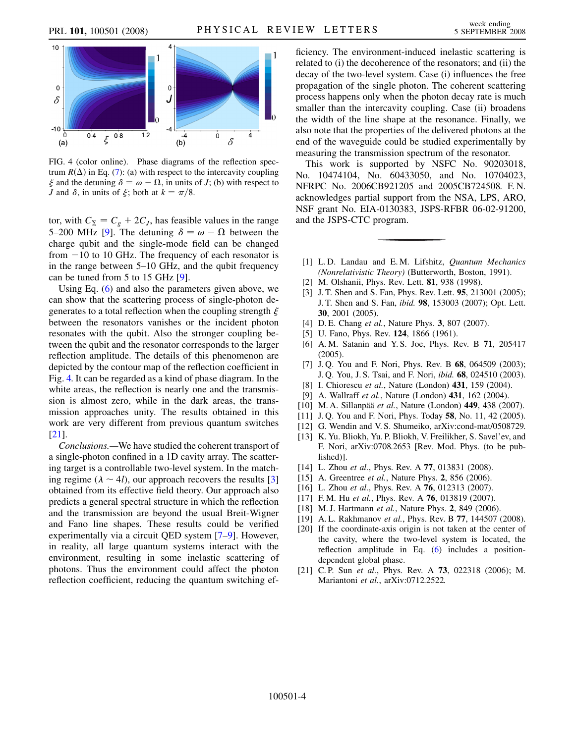10

0

$\delta$

-10

0 0.4 $\xi$ 0.8 1.2

(a)

1

0

4

0

$J$

-4

-4 0 4

(b) $\delta$

1

0

FIG. 4 (color online). Phase diagrams of the reflection spectrum $R(\Delta)$ in Eq. (7): (a) with respect to the intercavity coupling $\xi$ and the detuning $\delta = \omega - \Omega$, in units of $J$; (b) with respect to $J$ and $\delta$, in units of $\xi$; both at $k = \pi/8$.

tor, with $C_\Sigma = C_g + 2C_J$, has feasible values in the range 5–200 MHz [9]. The detuning $\delta = \omega - \Omega$ between the charge qubit and the single-mode field can be changed from −10 to 10 GHz. The frequency of each resonator is in the range between 5–10 GHz, and the qubit frequency can be tuned from 5 to 15 GHz [9].

Using Eq. (6) and also the parameters given above, we can show that the scattering process of single-photon degenerates to a total reflection when the coupling strength $\xi$ between the resonators vanishes or the incident photon resonates with the qubit. Also the stronger coupling between the qubit and the resonator corresponds to the larger reflection amplitude. The details of this phenomenon are depicted by the contour map of the reflection coefficient in Fig. 4. It can be regarded as a kind of phase diagram. In the white areas, the reflection is nearly one and the transmission is almost zero, while in the dark areas, the transmission approaches unity. The results obtained in this work are very different from previous quantum switches [21].

*Conclusions.*—We have studied the coherent transport of a single-photon confined in a 1D cavity array. The scattering target is a controllable two-level system. In the matching regime ($\lambda \sim 4l$), our approach recovers the results [3] obtained from its effective field theory. Our approach also predicts a general spectral structure in which the reflection and the transmission are beyond the usual Breit-Wigner and Fano line shapes. These results could be verified experimentally via a circuit QED system [7–9]. However, in reality, all large quantum systems interact with the environment, resulting in some inelastic scattering of photons. Thus the environment could affect the photon reflection coefficient, reducing the quantum switching efficiency. The environment-induced inelastic scattering is related to (i) the decoherence of the resonators; and (ii) the decay of the two-level system. Case (i) influences the free propagation of the single photon. The coherent scattering process happens only when the photon decay rate is much smaller than the intercavity coupling. Case (ii) broadens the width of the line shape at the resonance. Finally, we also note that the properties of the delivered photons at the end of the waveguide could be studied experimentally by measuring the transmission spectrum of the resonator.

This work is supported by NSFC No. 90203018, No. 10474104, No. 60433050, and No. 10704023, NFRPC No. 2006CB921205 and 2005CB724508. F. N. acknowledges partial support from the NSA, LPS, ARO, NSF grant No. EIA-0130383, JSPS-RFBR 06-02-91200, and the JSPS-CTC program.

---

[1] L. D. Landau and E. M. Lifshitz, *Quantum Mechanics (Nonrelativistic Theory)* (Butterworth, Boston, 1991).

[2] M. Olshanii, Phys. Rev. Lett. **81**, 938 (1998).

[3] J. T. Shen and S. Fan, Phys. Rev. Lett. **95**, 213001 (2005); J. T. Shen and S. Fan, *ibid.* **98**, 153003 (2007); Opt. Lett. **30**, 2001 (2005).

[4] D. E. Chang *et al.*, Nature Phys. **3**, 807 (2007).

[5] U. Fano, Phys. Rev. **124**, 1866 (1961).

[6] A. M. Satanin and Y. S. Joe, Phys. Rev. B **71**, 205417 (2005).

[7] J. Q. You and F. Nori, Phys. Rev. B **68**, 064509 (2003); J. Q. You, J. S. Tsai, and F. Nori, *ibid.* **68**, 024510 (2003).

[8] I. Chiorescu *et al.*, Nature (London) **431**, 159 (2004).

[9] A. Wallraff *et al.*, Nature (London) **431**, 162 (2004).

[10] M. A. Sillanpää *et al.*, Nature (London) **449**, 438 (2007).

[11] J. Q. You and F. Nori, Phys. Today **58**, No. 11, 42 (2005).

[12] G. Wendin and V. S. Shumeiko, arXiv:cond-mat/0508729.

[13] K. Yu. Bliokh, Yu. P. Bliokh, V. Freilikher, S. Savel'ev, and F. Nori, arXiv:0708.2653 [Rev. Mod. Phys. (to be published)].

[14] L. Zhou *et al.*, Phys. Rev. A **77**, 013831 (2008).

[15] A. Greentree *et al.*, Nature Phys. **2**, 856 (2006).

[16] L. Zhou *et al.*, Phys. Rev. A **76**, 012313 (2007).

[17] F. M. Hu *et al.*, Phys. Rev. A **76**, 013819 (2007).

[18] M. J. Hartmann *et al.*, Nature Phys. **2**, 849 (2006).

[19] A. L. Rakhmanov *et al.*, Phys. Rev. B **77**, 144507 (2008).

[20] If the coordinate-axis origin is not taken at the center of the cavity, where the two-level system is located, the reflection amplitude in Eq. (6) includes a position-dependent global phase.

[21] C. P. Sun *et al.*, Phys. Rev. A **73**, 022318 (2006); M. Mariantoni *et al.*, arXiv:0712.2522.